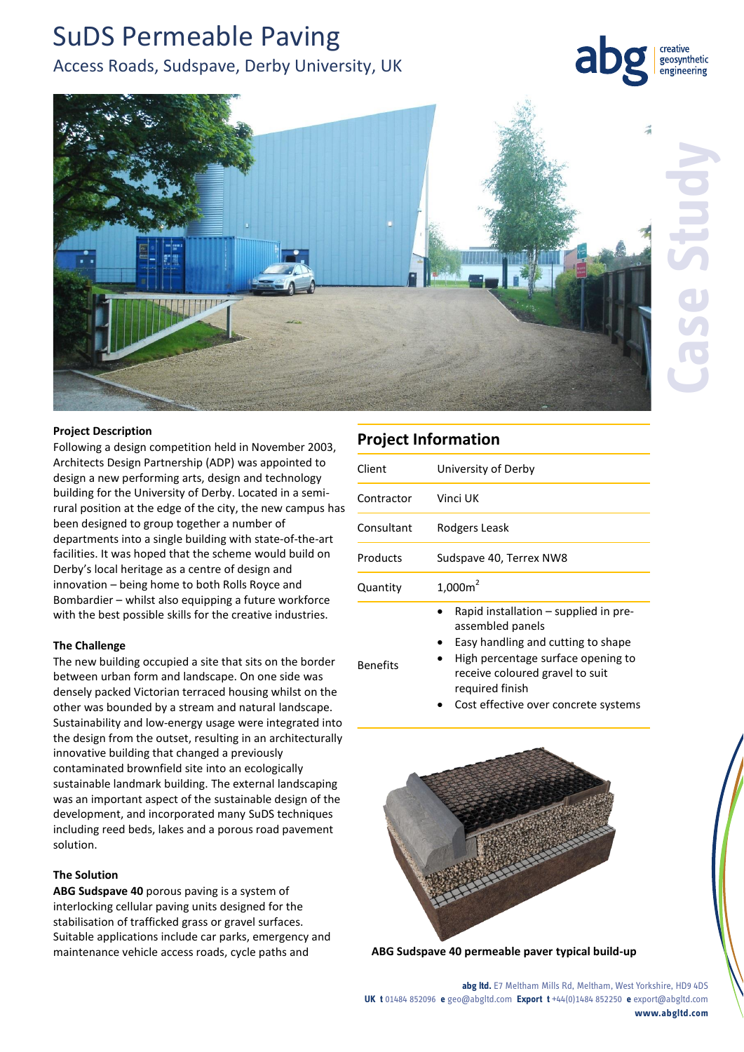# SuDS Permeable Paving

## Access Roads, Sudspave, Derby University, UK

### Project Description

Following a design competition held in November 2003, Architects Design Partnership (ADP) was appointed to design a new performing arts, design and technology building for the University of Derby. Located in a semi-rural position at the edge of the city, the new campus has been designed to group together a number of departments into a single building with state-of-the-art facilities. It was hoped that the scheme would build on Derby's local heritage as a centre of design and innovation – being home to both Rolls Royce and Bombardier – whilst also equipping a future workforce with the best possible skills for the creative industries.

### The Challenge

The new building occupied a site that sits on the border between urban form and landscape. On one side was densely packed Victorian terraced housing whilst on the other was bounded by a stream and natural landscape. Sustainability and low-energy usage were integrated into the design from the outset, resulting in an architecturally innovative building that changed a previously contaminated brownfield site into an ecologically sustainable landmark building. The external landscaping was an important aspect of the sustainable design of the development, and incorporated many SuDS techniques including reed beds, lakes and a porous road pavement solution.

### The Solution

**ABG Sudspave 40** porous paving is a system of interlocking cellular paving units designed for the stabilisation of trafficked grass or gravel surfaces. Suitable applications include car parks, emergency and maintenance vehicle access roads, cycle paths and

## Project Information

| | |
|---|---|
| Client | University of Derby |
| Contractor | Vinci UK |
| Consultant | Rodgers Leask |
| Products | Sudspave 40, Terrex NW8 |
| Quantity | 1,000m$^2$ |
| Benefits | • Rapid installation – supplied in pre-assembled panels<br>• Easy handling and cutting to shape<br>• High percentage surface opening to receive coloured gravel to suit required finish<br>• Cost effective over concrete systems |

**ABG Sudspave 40 permeable paver typical build-up**

**abg ltd.** E7 Meltham Mills Rd, Meltham, West Yorkshire, HD9 4DS
**UK t** 01484 852096 **e** geo@abgltd.com **Export t** +44(0)1484 852250 **e** export@abgltd.com
**www.abgltd.com**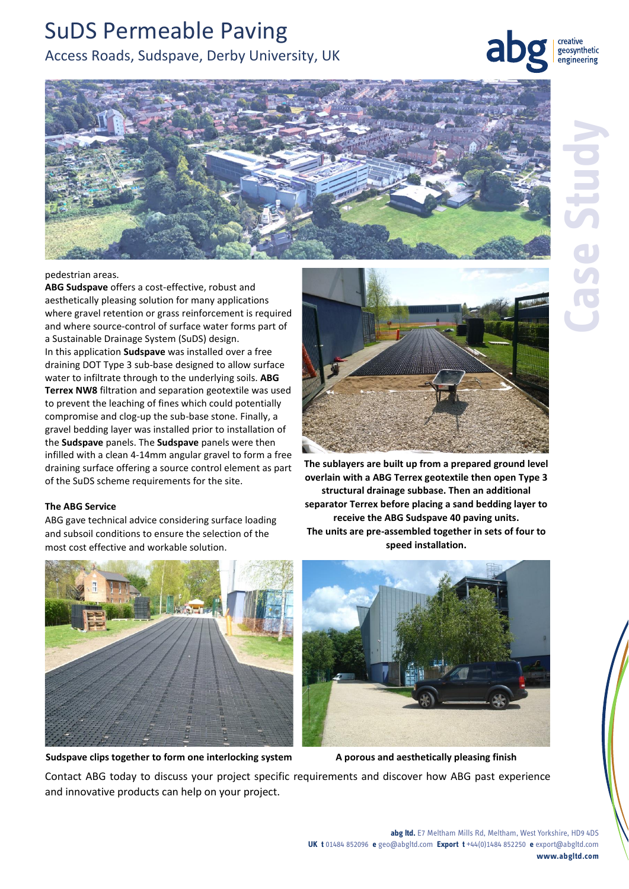# SuDS Permeable Paving

## Access Roads, Sudspave, Derby University, UK

pedestrian areas.

**ABG Sudspave** offers a cost-effective, robust and aesthetically pleasing solution for many applications where gravel retention or grass reinforcement is required and where source-control of surface water forms part of a Sustainable Drainage System (SuDS) design.

In this application **Sudspave** was installed over a free draining DOT Type 3 sub-base designed to allow surface water to infiltrate through to the underlying soils. **ABG Terrex NW8** filtration and separation geotextile was used to prevent the leaching of fines which could potentially compromise and clog-up the sub-base stone. Finally, a gravel bedding layer was installed prior to installation of the **Sudspave** panels. The **Sudspave** panels were then infilled with a clean 4-14mm angular gravel to form a free draining surface offering a source control element as part of the SuDS scheme requirements for the site.

**The sublayers are built up from a prepared ground level overlain with a ABG Terrex geotextile then open Type 3 structural drainage subbase. Then an additional separator Terrex before placing a sand bedding layer to receive the ABG Sudspave 40 paving units. The units are pre-assembled together in sets of four to speed installation.**

### The ABG Service

ABG gave technical advice considering surface loading and subsoil conditions to ensure the selection of the most cost effective and workable solution.

**Sudspave clips together to form one interlocking system**

**A porous and aesthetically pleasing finish**

Contact ABG today to discuss your project specific requirements and discover how ABG past experience and innovative products can help on your project.

**abg ltd.** E7 Meltham Mills Rd, Meltham, West Yorkshire, HD9 4DS
**UK t** 01484 852096 **e** geo@abgltd.com **Export t** +44(0)1484 852250 **e** export@abgltd.com
**www.abgltd.com**